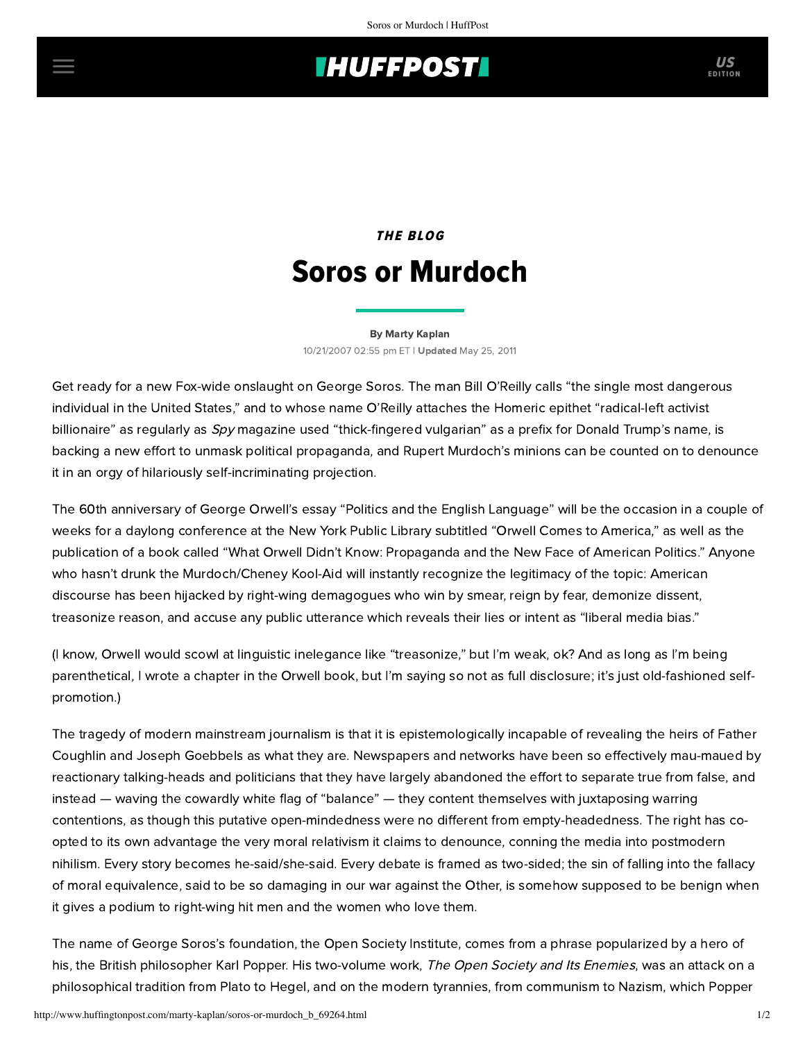*THE BLOG*

# Soros or Murdoch

By Marty Kaplan

10/21/2007 02:55 pm ET | **Updated** May 25, 2011

Get ready for a new Fox-wide onslaught on George Soros. The man Bill O'Reilly calls "the single most dangerous individual in the United States," and to whose name O'Reilly attaches the Homeric epithet "radical-left activist billionaire" as regularly as *Spy* magazine used "thick-fingered vulgarian" as a prefix for Donald Trump's name, is backing a new effort to unmask political propaganda, and Rupert Murdoch's minions can be counted on to denounce it in an orgy of hilariously self-incriminating projection.

The 60th anniversary of George Orwell's essay "Politics and the English Language" will be the occasion in a couple of weeks for a daylong conference at the New York Public Library subtitled "Orwell Comes to America," as well as the publication of a book called "What Orwell Didn't Know: Propaganda and the New Face of American Politics." Anyone who hasn't drunk the Murdoch/Cheney Kool-Aid will instantly recognize the legitimacy of the topic: American discourse has been hijacked by right-wing demagogues who win by smear, reign by fear, demonize dissent, treasonize reason, and accuse any public utterance which reveals their lies or intent as "liberal media bias."

(I know, Orwell would scowl at linguistic inelegance like "treasonize," but I'm weak, ok? And as long as I'm being parenthetical, I wrote a chapter in the Orwell book, but I'm saying so not as full disclosure; it's just old-fashioned self-promotion.)

The tragedy of modern mainstream journalism is that it is epistemologically incapable of revealing the heirs of Father Coughlin and Joseph Goebbels as what they are. Newspapers and networks have been so effectively mau-maued by reactionary talking-heads and politicians that they have largely abandoned the effort to separate true from false, and instead — waving the cowardly white flag of "balance" — they content themselves with juxtaposing warring contentions, as though this putative open-mindedness were no different from empty-headedness. The right has co-opted to its own advantage the very moral relativism it claims to denounce, conning the media into postmodern nihilism. Every story becomes he-said/she-said. Every debate is framed as two-sided; the sin of falling into the fallacy of moral equivalence, said to be so damaging in our war against the Other, is somehow supposed to be benign when it gives a podium to right-wing hit men and the women who love them.

The name of George Soros's foundation, the Open Society Institute, comes from a phrase popularized by a hero of his, the British philosopher Karl Popper. His two-volume work, *The Open Society and Its Enemies*, was an attack on a philosophical tradition from Plato to Hegel, and on the modern tyrannies, from communism to Nazism, which Popper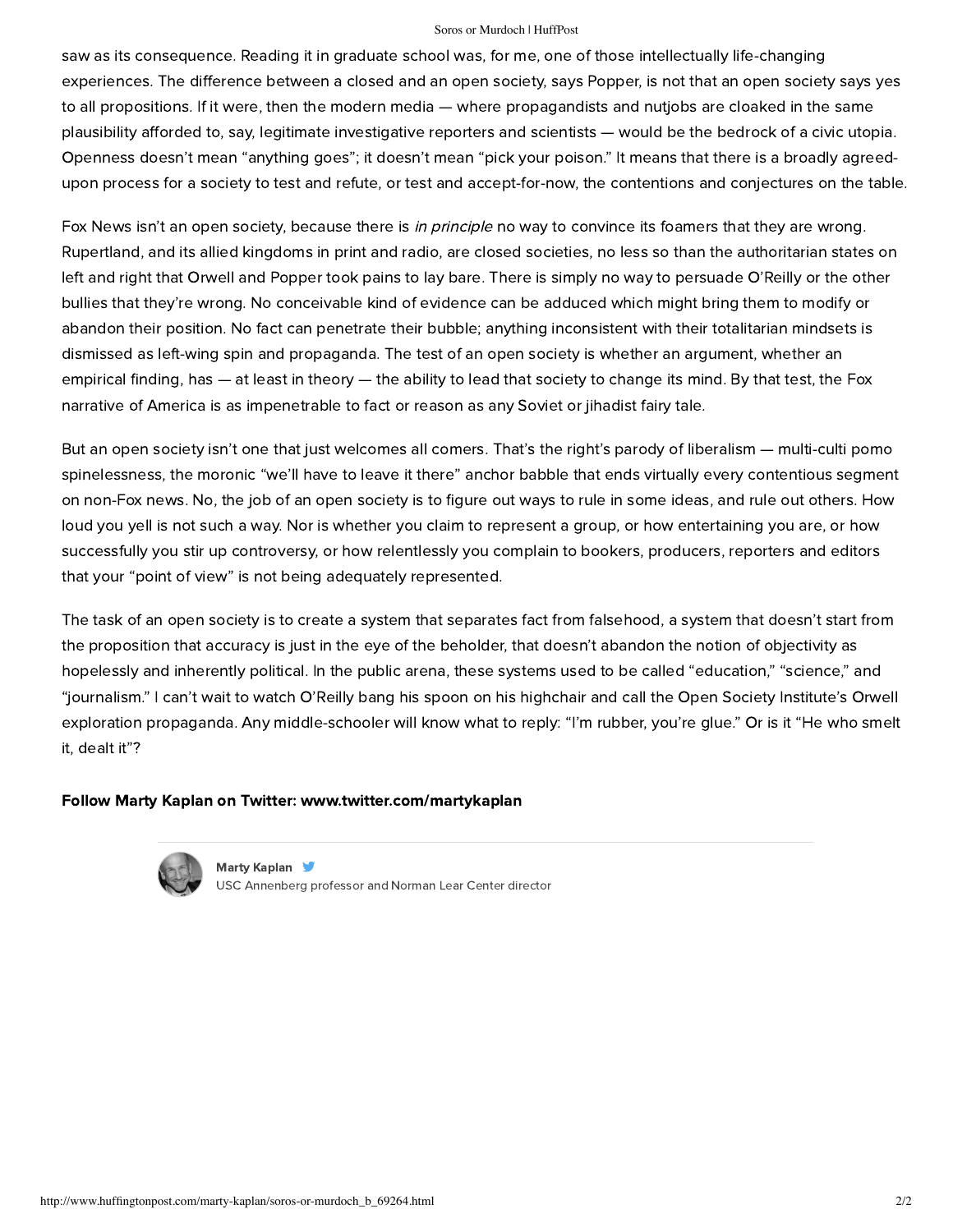saw as its consequence. Reading it in graduate school was, for me, one of those intellectually life-changing experiences. The difference between a closed and an open society, says Popper, is not that an open society says yes to all propositions. If it were, then the modern media — where propagandists and nutjobs are cloaked in the same plausibility afforded to, say, legitimate investigative reporters and scientists — would be the bedrock of a civic utopia. Openness doesn't mean "anything goes"; it doesn't mean "pick your poison." It means that there is a broadly agreed-upon process for a society to test and refute, or test and accept-for-now, the contentions and conjectures on the table.

Fox News isn't an open society, because there is *in principle* no way to convince its foamers that they are wrong. Rupertland, and its allied kingdoms in print and radio, are closed societies, no less so than the authoritarian states on left and right that Orwell and Popper took pains to lay bare. There is simply no way to persuade O'Reilly or the other bullies that they're wrong. No conceivable kind of evidence can be adduced which might bring them to modify or abandon their position. No fact can penetrate their bubble; anything inconsistent with their totalitarian mindsets is dismissed as left-wing spin and propaganda. The test of an open society is whether an argument, whether an empirical finding, has — at least in theory — the ability to lead that society to change its mind. By that test, the Fox narrative of America is as impenetrable to fact or reason as any Soviet or jihadist fairy tale.

But an open society isn't one that just welcomes all comers. That's the right's parody of liberalism — multi-culti pomo spinelessness, the moronic "we'll have to leave it there" anchor babble that ends virtually every contentious segment on non-Fox news. No, the job of an open society is to figure out ways to rule in some ideas, and rule out others. How loud you yell is not such a way. Nor is whether you claim to represent a group, or how entertaining you are, or how successfully you stir up controversy, or how relentlessly you complain to bookers, producers, reporters and editors that your "point of view" is not being adequately represented.

The task of an open society is to create a system that separates fact from falsehood, a system that doesn't start from the proposition that accuracy is just in the eye of the beholder, that doesn't abandon the notion of objectivity as hopelessly and inherently political. In the public arena, these systems used to be called "education," "science," and "journalism." I can't wait to watch O'Reilly bang his spoon on his highchair and call the Open Society Institute's Orwell exploration propaganda. Any middle-schooler will know what to reply: "I'm rubber, you're glue." Or is it "He who smelt it, dealt it"?

**Follow Marty Kaplan on Twitter: www.twitter.com/martykaplan**

**Marty Kaplan**

USC Annenberg professor and Norman Lear Center director